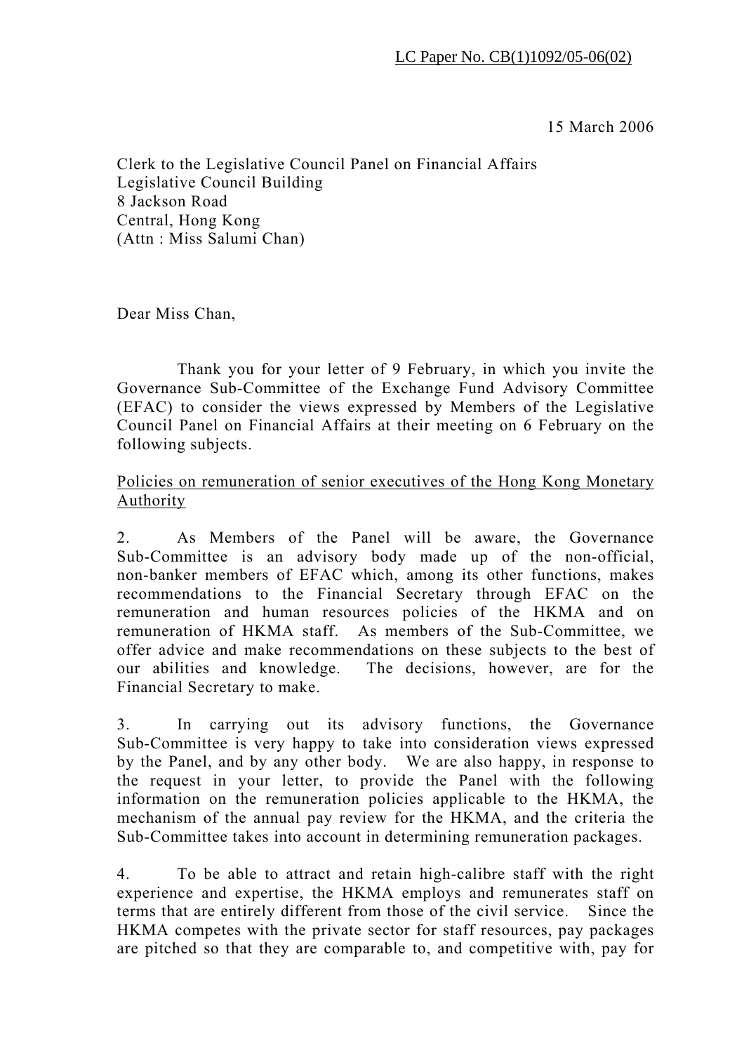LC Paper No. CB(1)1092/05-06(02)

15 March 2006

Clerk to the Legislative Council Panel on Financial Affairs
Legislative Council Building
8 Jackson Road
Central, Hong Kong
(Attn : Miss Salumi Chan)

Dear Miss Chan,

Thank you for your letter of 9 February, in which you invite the Governance Sub-Committee of the Exchange Fund Advisory Committee (EFAC) to consider the views expressed by Members of the Legislative Council Panel on Financial Affairs at their meeting on 6 February on the following subjects.

<u>Policies on remuneration of senior executives of the Hong Kong Monetary Authority</u>

2. As Members of the Panel will be aware, the Governance Sub-Committee is an advisory body made up of the non-official, non-banker members of EFAC which, among its other functions, makes recommendations to the Financial Secretary through EFAC on the remuneration and human resources policies of the HKMA and on remuneration of HKMA staff. As members of the Sub-Committee, we offer advice and make recommendations on these subjects to the best of our abilities and knowledge. The decisions, however, are for the Financial Secretary to make.

3. In carrying out its advisory functions, the Governance Sub-Committee is very happy to take into consideration views expressed by the Panel, and by any other body. We are also happy, in response to the request in your letter, to provide the Panel with the following information on the remuneration policies applicable to the HKMA, the mechanism of the annual pay review for the HKMA, and the criteria the Sub-Committee takes into account in determining remuneration packages.

4. To be able to attract and retain high-calibre staff with the right experience and expertise, the HKMA employs and remunerates staff on terms that are entirely different from those of the civil service. Since the HKMA competes with the private sector for staff resources, pay packages are pitched so that they are comparable to, and competitive with, pay for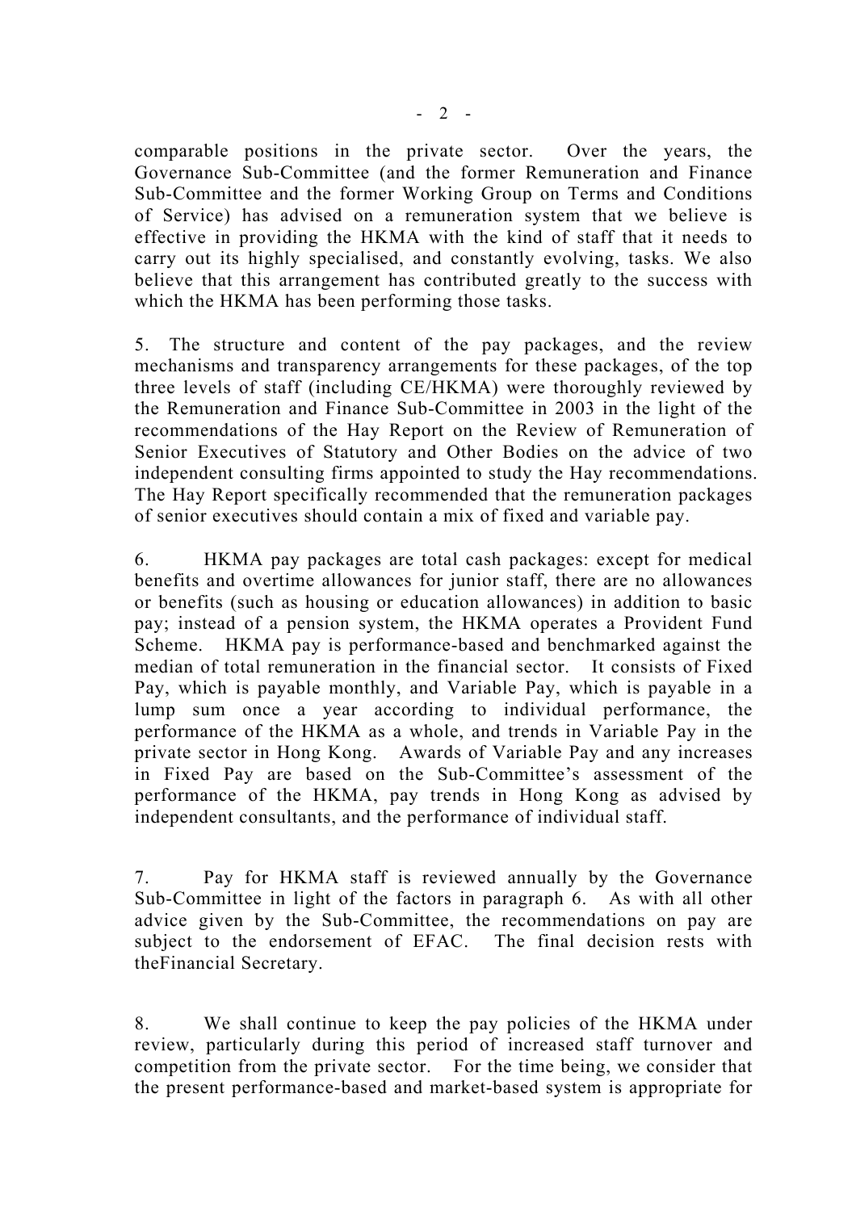comparable positions in the private sector. Over the years, the Governance Sub-Committee (and the former Remuneration and Finance Sub-Committee and the former Working Group on Terms and Conditions of Service) has advised on a remuneration system that we believe is effective in providing the HKMA with the kind of staff that it needs to carry out its highly specialised, and constantly evolving, tasks. We also believe that this arrangement has contributed greatly to the success with which the HKMA has been performing those tasks.

5. The structure and content of the pay packages, and the review mechanisms and transparency arrangements for these packages, of the top three levels of staff (including CE/HKMA) were thoroughly reviewed by the Remuneration and Finance Sub-Committee in 2003 in the light of the recommendations of the Hay Report on the Review of Remuneration of Senior Executives of Statutory and Other Bodies on the advice of two independent consulting firms appointed to study the Hay recommendations. The Hay Report specifically recommended that the remuneration packages of senior executives should contain a mix of fixed and variable pay.

6. HKMA pay packages are total cash packages: except for medical benefits and overtime allowances for junior staff, there are no allowances or benefits (such as housing or education allowances) in addition to basic pay; instead of a pension system, the HKMA operates a Provident Fund Scheme. HKMA pay is performance-based and benchmarked against the median of total remuneration in the financial sector. It consists of Fixed Pay, which is payable monthly, and Variable Pay, which is payable in a lump sum once a year according to individual performance, the performance of the HKMA as a whole, and trends in Variable Pay in the private sector in Hong Kong. Awards of Variable Pay and any increases in Fixed Pay are based on the Sub-Committee's assessment of the performance of the HKMA, pay trends in Hong Kong as advised by independent consultants, and the performance of individual staff.

7. Pay for HKMA staff is reviewed annually by the Governance Sub-Committee in light of the factors in paragraph 6. As with all other advice given by the Sub-Committee, the recommendations on pay are subject to the endorsement of EFAC. The final decision rests with theFinancial Secretary.

8. We shall continue to keep the pay policies of the HKMA under review, particularly during this period of increased staff turnover and competition from the private sector. For the time being, we consider that the present performance-based and market-based system is appropriate for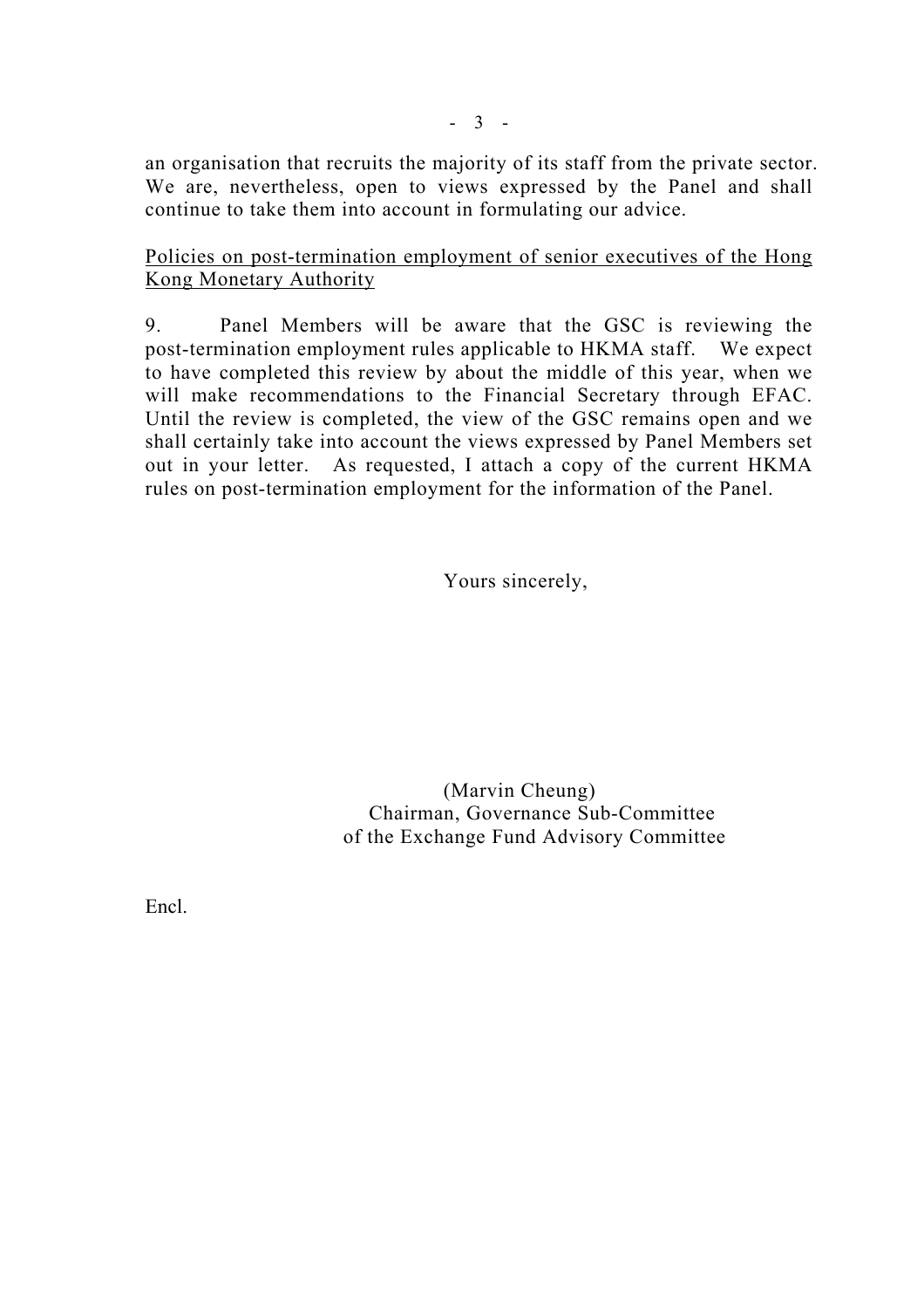an organisation that recruits the majority of its staff from the private sector. We are, nevertheless, open to views expressed by the Panel and shall continue to take them into account in formulating our advice.

<u>Policies on post-termination employment of senior executives of the Hong Kong Monetary Authority</u>

9. Panel Members will be aware that the GSC is reviewing the post-termination employment rules applicable to HKMA staff. We expect to have completed this review by about the middle of this year, when we will make recommendations to the Financial Secretary through EFAC. Until the review is completed, the view of the GSC remains open and we shall certainly take into account the views expressed by Panel Members set out in your letter. As requested, I attach a copy of the current HKMA rules on post-termination employment for the information of the Panel.

Yours sincerely,

(Marvin Cheung)
Chairman, Governance Sub-Committee
of the Exchange Fund Advisory Committee

Encl.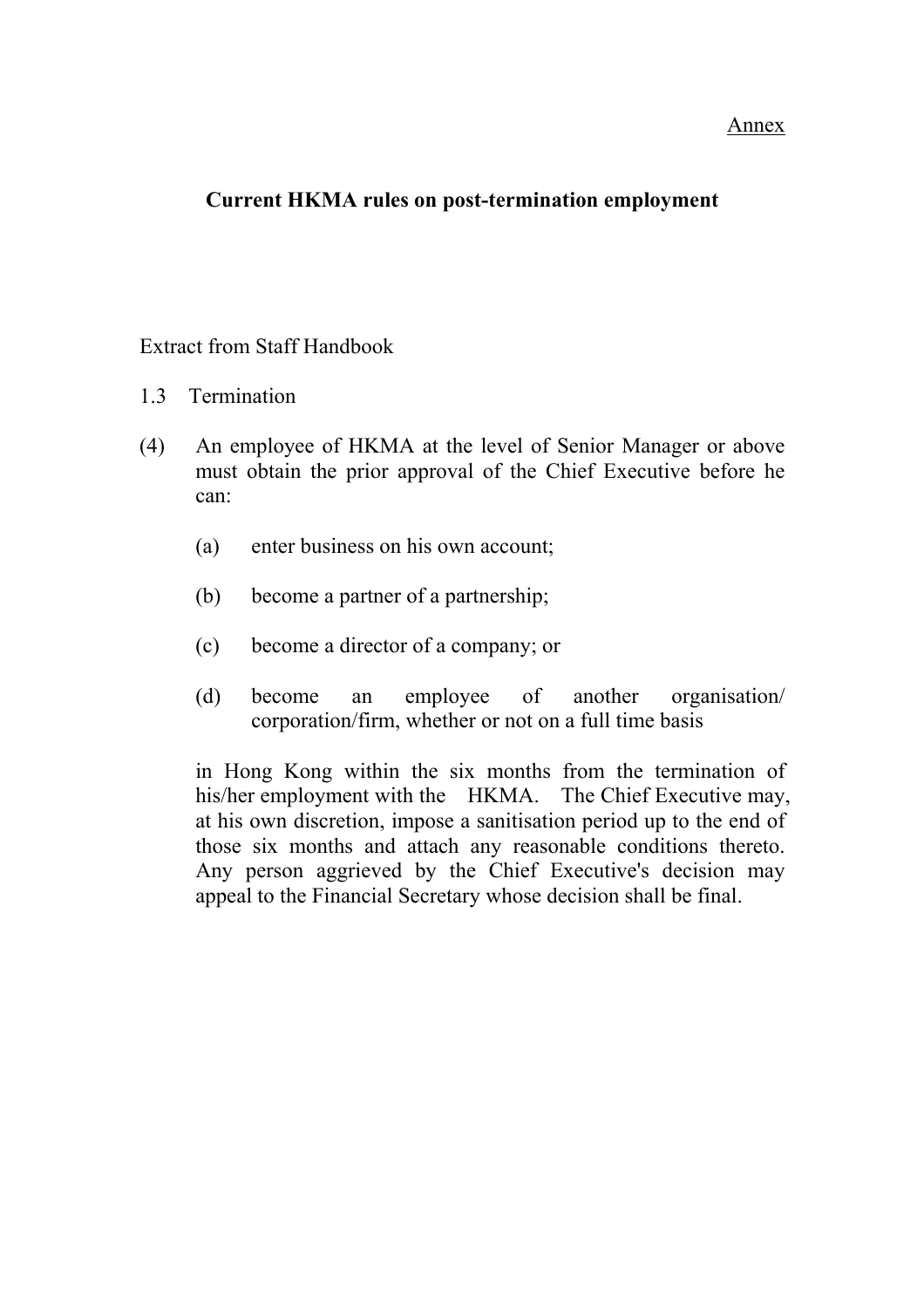<u>Annex</u>

## Current HKMA rules on post-termination employment

Extract from Staff Handbook

1.3 Termination

(4) An employee of HKMA at the level of Senior Manager or above must obtain the prior approval of the Chief Executive before he can:

(a) enter business on his own account;

(b) become a partner of a partnership;

(c) become a director of a company; or

(d) become an employee of another organisation/ corporation/firm, whether or not on a full time basis

in Hong Kong within the six months from the termination of his/her employment with the HKMA. The Chief Executive may, at his own discretion, impose a sanitisation period up to the end of those six months and attach any reasonable conditions thereto. Any person aggrieved by the Chief Executive's decision may appeal to the Financial Secretary whose decision shall be final.